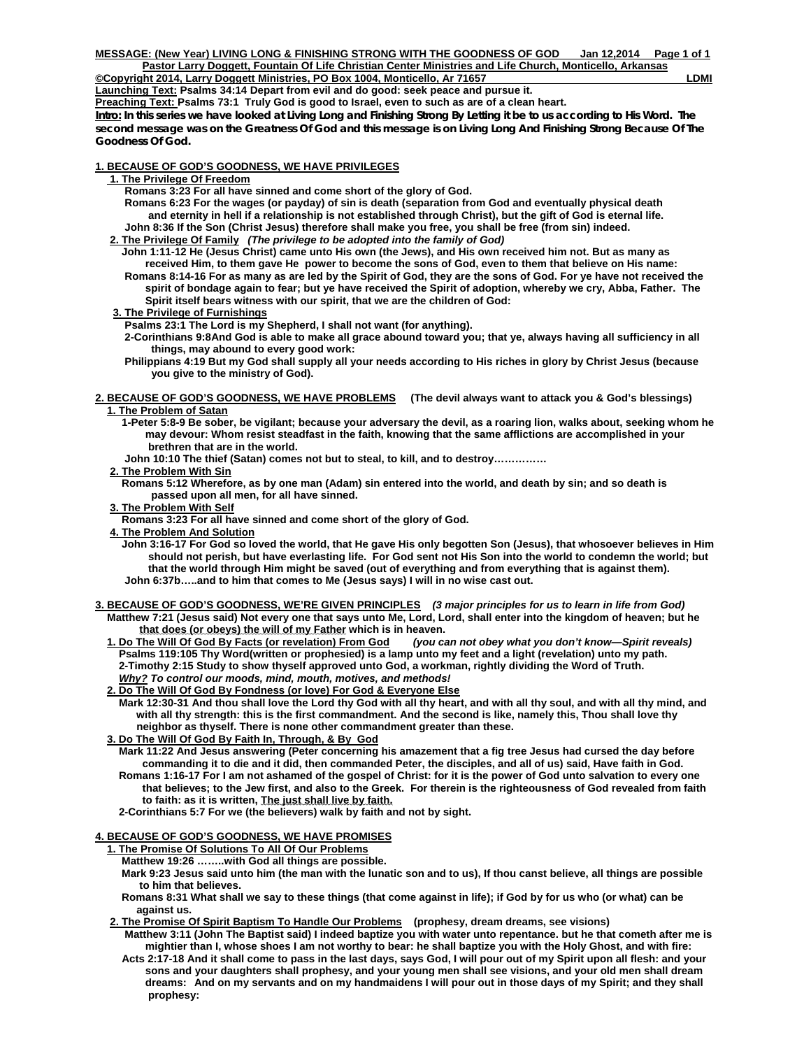**MESSAGE: (New Year) LIVING LONG & FINISHING STRONG WITH THE GOODNESS OF GOD Jan 12,2014**

**Pastor Larry Doggett, Fountain Of Life Christian Center Ministries and Life Church, Monticello, Arkansas**

**©Copyright 2014, Larry Doggett Ministries, PO Box 1004, Monticello, Ar 71657 LDMI**

**Launching Text: Psalms 34:14 Depart from evil and do good: seek peace and pursue it.**

**Preaching Text: Psalms 73:1 Truly God is good to Israel, even to such as are of a clean heart.**

**Intro: In this series we have looked at Living Long and Finishing Strong By Letting it be to us according to His Word. The second message was on the Greatness Of God and this message is on Living Long And Finishing Strong Because Of The Goodness Of God.**

## 1. BECAUSE OF GOD'S GOODNESS, WE HAVE PRIVILEGES

**1. The Privilege Of Freedom**

**Romans 3:23 For all have sinned and come short of the glory of God.**

**Romans 6:23 For the wages (or payday) of sin is death (separation from God and eventually physical death and eternity in hell if a relationship is not established through Christ), but the gift of God is eternal life.**

**John 8:36 If the Son (Christ Jesus) therefore shall make you free, you shall be free (from sin) indeed.**

**2. The Privilege Of Family** ***(The privilege to be adopted into the family of God)***

**John 1:11-12 He (Jesus Christ) came unto His own (the Jews), and His own received him not. But as many as received Him, to them gave He power to become the sons of God, even to them that believe on His name:**

**Romans 8:14-16 For as many as are led by the Spirit of God, they are the sons of God. For ye have not received the spirit of bondage again to fear; but ye have received the Spirit of adoption, whereby we cry, Abba, Father. The Spirit itself bears witness with our spirit, that we are the children of God:**

**3. The Privilege of Furnishings**

**Psalms 23:1 The Lord is my Shepherd, I shall not want (for anything).**

**2-Corinthians 9:8And God is able to make all grace abound toward you; that ye, always having all sufficiency in all things, may abound to every good work:**

**Philippians 4:19 But my God shall supply all your needs according to His riches in glory by Christ Jesus (because you give to the ministry of God).**

## 2. BECAUSE OF GOD'S GOODNESS, WE HAVE PROBLEMS (The devil always want to attack you & God's blessings)

**1. The Problem of Satan**

**1-Peter 5:8-9 Be sober, be vigilant; because your adversary the devil, as a roaring lion, walks about, seeking whom he may devour: Whom resist steadfast in the faith, knowing that the same afflictions are accomplished in your brethren that are in the world.**

**John 10:10 The thief (Satan) comes not but to steal, to kill, and to destroy……………**

**2. The Problem With Sin**

**Romans 5:12 Wherefore, as by one man (Adam) sin entered into the world, and death by sin; and so death is passed upon all men, for all have sinned.**

**3. The Problem With Self**

**Romans 3:23 For all have sinned and come short of the glory of God.**

**4. The Problem And Solution**

**John 3:16-17 For God so loved the world, that He gave His only begotten Son (Jesus), that whosoever believes in Him should not perish, but have everlasting life. For God sent not His Son into the world to condemn the world; but that the world through Him might be saved (out of everything and from everything that is against them).**

**John 6:37b…..and to him that comes to Me (Jesus says) I will in no wise cast out.**

## 3. BECAUSE OF GOD'S GOODNESS, WE'RE GIVEN PRINCIPLES *(3 major principles for us to learn in life from God)*

**Matthew 7:21 (Jesus said) Not every one that says unto Me, Lord, Lord, shall enter into the kingdom of heaven; but he that does (or obeys) the will of my Father which is in heaven.**

**1. Do The Will Of God By Facts (or revelation) From God** ***(you can not obey what you don't know—Spirit reveals)***

**Psalms 119:105 Thy Word(written or prophesied) is a lamp unto my feet and a light (revelation) unto my path.**

**2-Timothy 2:15 Study to show thyself approved unto God, a workman, rightly dividing the Word of Truth.**

***Why? To control our moods, mind, mouth, motives, and methods!***

**2. Do The Will Of God By Fondness (or love) For God & Everyone Else**

**Mark 12:30-31 And thou shall love the Lord thy God with all thy heart, and with all thy soul, and with all thy mind, and with all thy strength: this is the first commandment. And the second is like, namely this, Thou shall love thy neighbor as thyself. There is none other commandment greater than these.**

**3. Do The Will Of God By Faith In, Through, & By God**

**Mark 11:22 And Jesus answering (Peter concerning his amazement that a fig tree Jesus had cursed the day before commanding it to die and it did, then commanded Peter, the disciples, and all of us) said, Have faith in God.**

**Romans 1:16-17 For I am not ashamed of the gospel of Christ: for it is the power of God unto salvation to every one that believes; to the Jew first, and also to the Greek. For therein is the righteousness of God revealed from faith to faith: as it is written, The just shall live by faith.**

**2-Corinthians 5:7 For we (the believers) walk by faith and not by sight.**

## 4. BECAUSE OF GOD'S GOODNESS, WE HAVE PROMISES

**1. The Promise Of Solutions To All Of Our Problems**

**Matthew 19:26 ……..with God all things are possible.**

**Mark 9:23 Jesus said unto him (the man with the lunatic son and to us), If thou canst believe, all things are possible to him that believes.**

**Romans 8:31 What shall we say to these things (that come against in life); if God by for us who (or what) can be against us.**

**2. The Promise Of Spirit Baptism To Handle Our Problems (prophesy, dream dreams, see visions)**

**Matthew 3:11 (John The Baptist said) I indeed baptize you with water unto repentance. but he that cometh after me is mightier than I, whose shoes I am not worthy to bear: he shall baptize you with the Holy Ghost, and with fire:**

**Acts 2:17-18 And it shall come to pass in the last days, says God, I will pour out of my Spirit upon all flesh: and your sons and your daughters shall prophesy, and your young men shall see visions, and your old men shall dream dreams: And on my servants and on my handmaidens I will pour out in those days of my Spirit; and they shall prophesy:**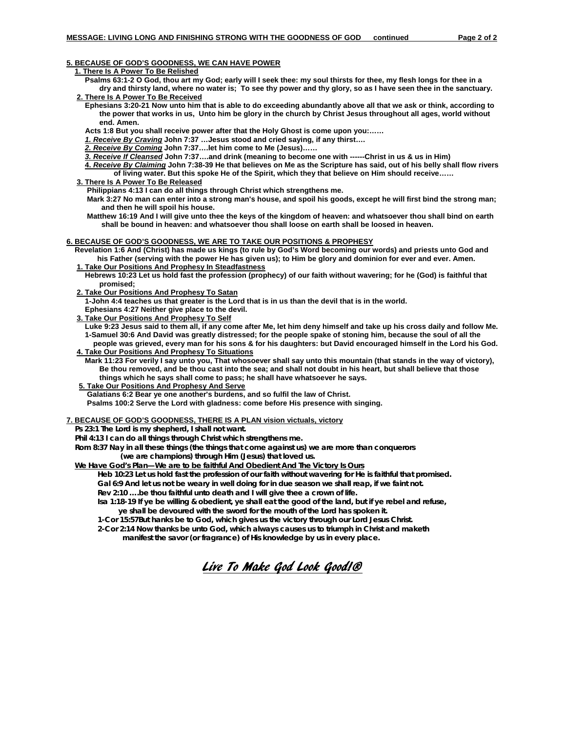## 5. BECAUSE OF GOD'S GOODNESS, WE CAN HAVE POWER

**1. There Is A Power To Be Relished**

**Psalms 63:1-2 O God, thou art my God; early will I seek thee: my soul thirsts for thee, my flesh longs for thee in a dry and thirsty land, where no water is; To see thy power and thy glory, so as I have seen thee in the sanctuary.**

**2. There Is A Power To Be Received**

**Ephesians 3:20-21 Now unto him that is able to do exceeding abundantly above all that we ask or think, according to the power that works in us, Unto him be glory in the church by Christ Jesus throughout all ages, world without end. Amen.**

**Acts 1:8 But you shall receive power after that the Holy Ghost is come upon you:……**

***1. Receive By Craving*** **John 7:37 …Jesus stood and cried saying, if any thirst….**

***2. Receive By Coming*** **John 7:37….let him come to Me (Jesus)……**

***3. Receive If Cleansed*** **John 7:37….and drink (meaning to become one with ------Christ in us & us in Him)**

**4. *Receive By Claiming*** **John 7:38-39 He that believes on Me as the Scripture has said, out of his belly shall flow rivers of living water. But this spoke He of the Spirit, which they that believe on Him should receive……**

**3. There Is A Power To Be Released**

**Philippians 4:13 I can do all things through Christ which strengthens me.**

**Mark 3:27 No man can enter into a strong man's house, and spoil his goods, except he will first bind the strong man; and then he will spoil his house.**

**Matthew 16:19 And I will give unto thee the keys of the kingdom of heaven: and whatsoever thou shall bind on earth shall be bound in heaven: and whatsoever thou shall loose on earth shall be loosed in heaven.**

## 6. BECAUSE OF GOD'S GOODNESS, WE ARE TO TAKE OUR POSITIONS & PROPHESY

**Revelation 1:6 And (Christ) has made us kings (to rule by God's Word becoming our words) and priests unto God and his Father (serving with the power He has given us); to Him be glory and dominion for ever and ever. Amen.**

**1. Take Our Positions And Prophesy In Steadfastness**

**Hebrews 10:23 Let us hold fast the profession (prophecy) of our faith without wavering; for he (God) is faithful that promised;**

**2. Take Our Positions And Prophesy To Satan**

**1-John 4:4 teaches us that greater is the Lord that is in us than the devil that is in the world.**

**Ephesians 4:27 Neither give place to the devil.**

**3. Take Our Positions And Prophesy To Self**

**Luke 9:23 Jesus said to them all, if any come after Me, let him deny himself and take up his cross daily and follow Me.**

**1-Samuel 30:6 And David was greatly distressed; for the people spake of stoning him, because the soul of all the people was grieved, every man for his sons & for his daughters: but David encouraged himself in the Lord his God.**

**4. Take Our Positions And Prophesy To Situations**

**Mark 11:23 For verily I say unto you, That whosoever shall say unto this mountain (that stands in the way of victory), Be thou removed, and be thou cast into the sea; and shall not doubt in his heart, but shall believe that those things which he says shall come to pass; he shall have whatsoever he says.**

**5. Take Our Positions And Prophesy And Serve**

**Galatians 6:2 Bear ye one another's burdens, and so fulfil the law of Christ.**

**Psalms 100:2 Serve the Lord with gladness: come before His presence with singing.**

## 7. BECAUSE OF GOD'S GOODNESS, THERE IS A PLAN vision victuals, victory

**Ps 23:1 The Lord is my shepherd, I shall not want.**

**Phil 4:13 I can do all things through Christ which strengthens me.**

**Rom 8:37 Nay in all these things (the things that come against us) we are more than conquerors (we are champions) through Him (Jesus) that loved us.**

**We Have God's Plan—We are to be faithful And Obedient And The Victory Is Ours**

**Heb 10:23 Let us hold fast the profession of our faith without wavering for He is faithful that promised.**

**Gal 6:9 And let us not be weary in well doing for in due season we shall reap, if we faint not.**

**Rev 2:10 ….be thou faithful unto death and I will give thee a crown of life.**

**Isa 1:18-19 If ye be willing & obedient, ye shall eat the good of the land, but if ye rebel and refuse, ye shall be devoured with the sword for the mouth of the Lord has spoken it.**

**1-Cor 15:57But hanks be to God, which gives us the victory through our Lord Jesus Christ.**

**2-Cor 2:14 Now thanks be unto God, which always causes us to triumph in Christ and maketh manifest the savor (or fragrance) of His knowledge by us in every place.**

***Live To Make God Look Good!®***